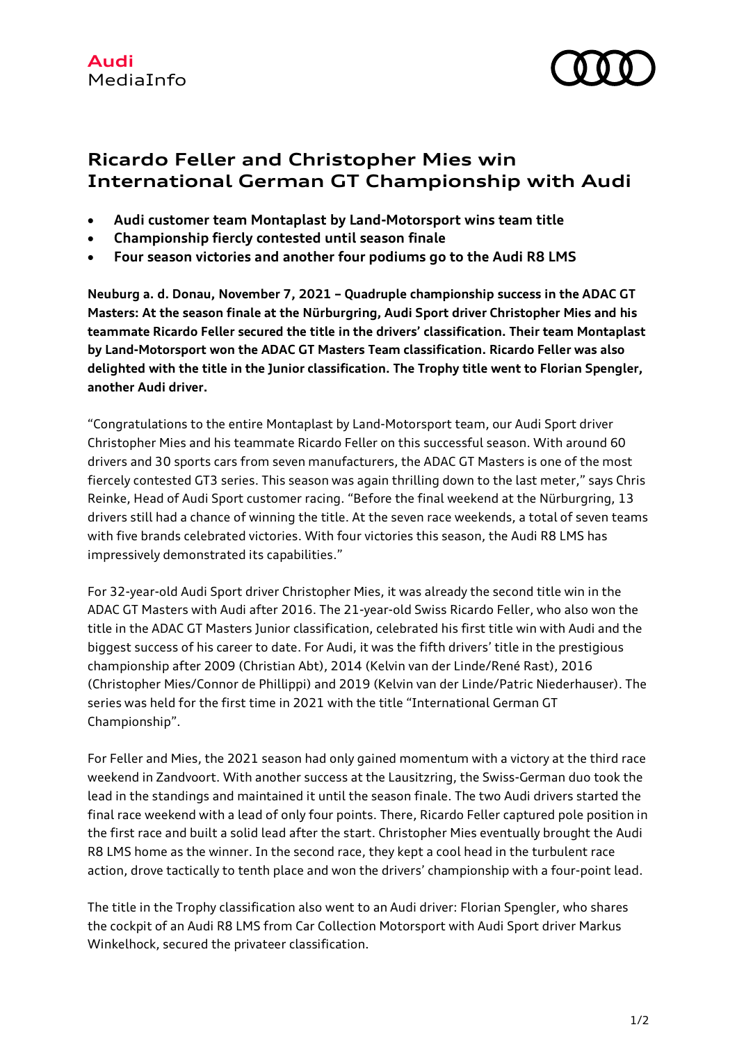Audi
MediaInfo

# Ricardo Feller and Christopher Mies win International German GT Championship with Audi

- **Audi customer team Montaplast by Land-Motorsport wins team title**
- **Championship fiercly contested until season finale**
- **Four season victories and another four podiums go to the Audi R8 LMS**

**Neuburg a. d. Donau, November 7, 2021 – Quadruple championship success in the ADAC GT Masters: At the season finale at the Nürburgring, Audi Sport driver Christopher Mies and his teammate Ricardo Feller secured the title in the drivers' classification. Their team Montaplast by Land-Motorsport won the ADAC GT Masters Team classification. Ricardo Feller was also delighted with the title in the Junior classification. The Trophy title went to Florian Spengler, another Audi driver.**

"Congratulations to the entire Montaplast by Land-Motorsport team, our Audi Sport driver Christopher Mies and his teammate Ricardo Feller on this successful season. With around 60 drivers and 30 sports cars from seven manufacturers, the ADAC GT Masters is one of the most fiercely contested GT3 series. This season was again thrilling down to the last meter," says Chris Reinke, Head of Audi Sport customer racing. "Before the final weekend at the Nürburgring, 13 drivers still had a chance of winning the title. At the seven race weekends, a total of seven teams with five brands celebrated victories. With four victories this season, the Audi R8 LMS has impressively demonstrated its capabilities."

For 32-year-old Audi Sport driver Christopher Mies, it was already the second title win in the ADAC GT Masters with Audi after 2016. The 21-year-old Swiss Ricardo Feller, who also won the title in the ADAC GT Masters Junior classification, celebrated his first title win with Audi and the biggest success of his career to date. For Audi, it was the fifth drivers' title in the prestigious championship after 2009 (Christian Abt), 2014 (Kelvin van der Linde/René Rast), 2016 (Christopher Mies/Connor de Phillippi) and 2019 (Kelvin van der Linde/Patric Niederhauser). The series was held for the first time in 2021 with the title "International German GT Championship".

For Feller and Mies, the 2021 season had only gained momentum with a victory at the third race weekend in Zandvoort. With another success at the Lausitzring, the Swiss-German duo took the lead in the standings and maintained it until the season finale. The two Audi drivers started the final race weekend with a lead of only four points. There, Ricardo Feller captured pole position in the first race and built a solid lead after the start. Christopher Mies eventually brought the Audi R8 LMS home as the winner. In the second race, they kept a cool head in the turbulent race action, drove tactically to tenth place and won the drivers' championship with a four-point lead.

The title in the Trophy classification also went to an Audi driver: Florian Spengler, who shares the cockpit of an Audi R8 LMS from Car Collection Motorsport with Audi Sport driver Markus Winkelhock, secured the privateer classification.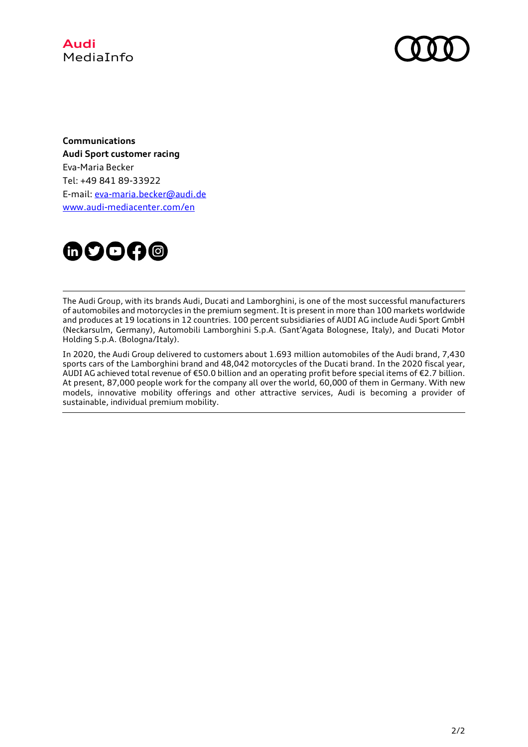**Communications**
**Audi Sport customer racing**
Eva-Maria Becker
Tel: +49 841 89-33922
E-mail: eva-maria.becker@audi.de
www.audi-mediacenter.com/en

---

The Audi Group, with its brands Audi, Ducati and Lamborghini, is one of the most successful manufacturers of automobiles and motorcycles in the premium segment. It is present in more than 100 markets worldwide and produces at 19 locations in 12 countries. 100 percent subsidiaries of AUDI AG include Audi Sport GmbH (Neckarsulm, Germany), Automobili Lamborghini S.p.A. (Sant'Agata Bolognese, Italy), and Ducati Motor Holding S.p.A. (Bologna/Italy).

In 2020, the Audi Group delivered to customers about 1.693 million automobiles of the Audi brand, 7,430 sports cars of the Lamborghini brand and 48,042 motorcycles of the Ducati brand. In the 2020 fiscal year, AUDI AG achieved total revenue of €50.0 billion and an operating profit before special items of €2.7 billion. At present, 87,000 people work for the company all over the world, 60,000 of them in Germany. With new models, innovative mobility offerings and other attractive services, Audi is becoming a provider of sustainable, individual premium mobility.

---